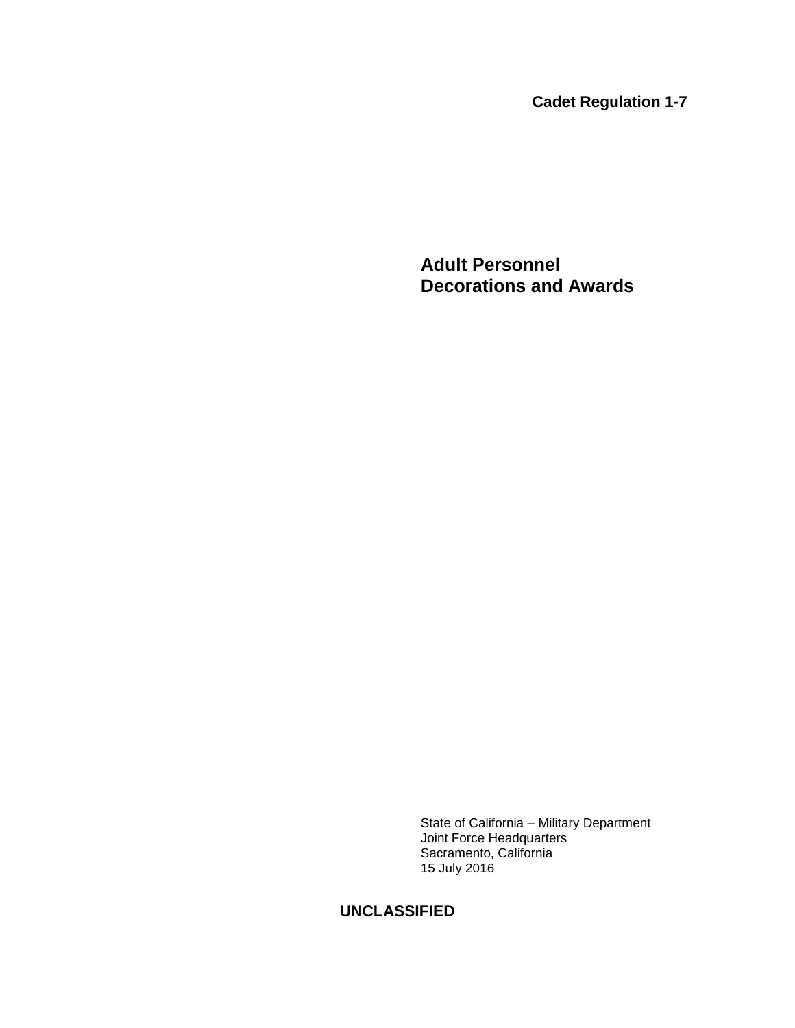**Cadet Regulation 1-7**

# Adult Personnel Decorations and Awards

State of California – Military Department
Joint Force Headquarters
Sacramento, California
15 July 2016

**UNCLASSIFIED**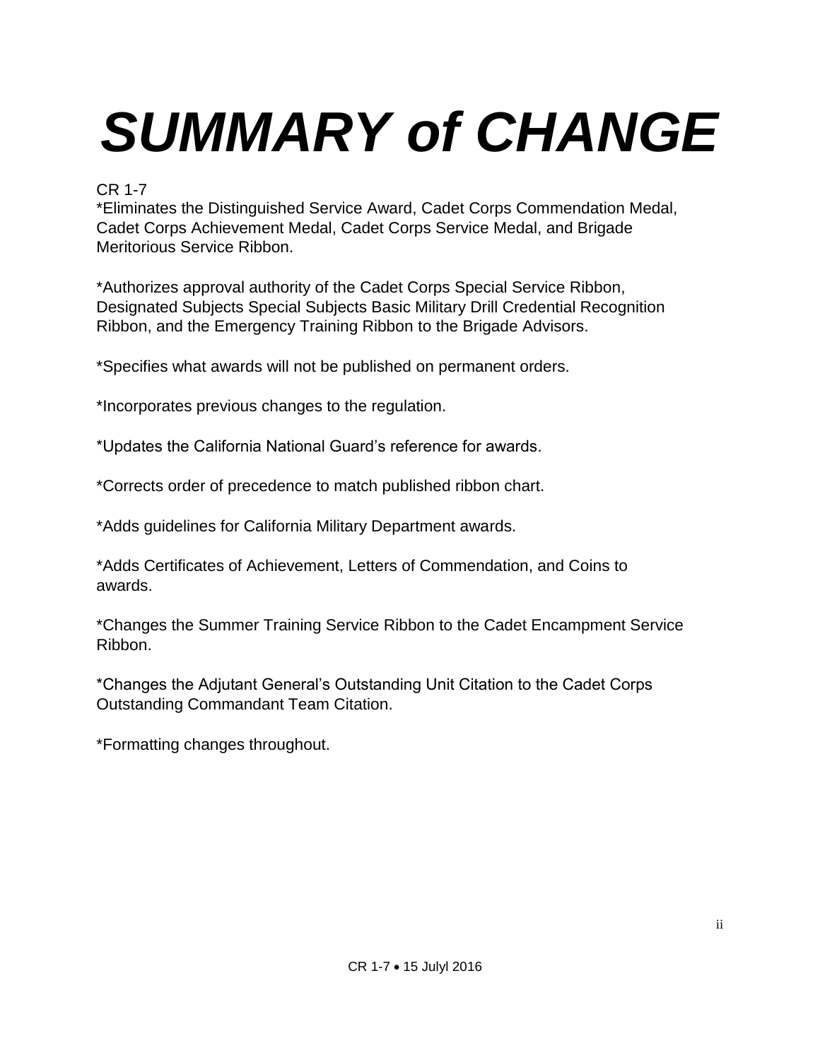# *SUMMARY of CHANGE*

CR 1-7

*Eliminates the Distinguished Service Award, Cadet Corps Commendation Medal, Cadet Corps Achievement Medal, Cadet Corps Service Medal, and Brigade Meritorious Service Ribbon.

*Authorizes approval authority of the Cadet Corps Special Service Ribbon, Designated Subjects Special Subjects Basic Military Drill Credential Recognition Ribbon, and the Emergency Training Ribbon to the Brigade Advisors.

*Specifies what awards will not be published on permanent orders.

*Incorporates previous changes to the regulation.

*Updates the California National Guard's reference for awards.

*Corrects order of precedence to match published ribbon chart.

*Adds guidelines for California Military Department awards.

*Adds Certificates of Achievement, Letters of Commendation, and Coins to awards.

*Changes the Summer Training Service Ribbon to the Cadet Encampment Service Ribbon.

*Changes the Adjutant General's Outstanding Unit Citation to the Cadet Corps Outstanding Commandant Team Citation.

*Formatting changes throughout.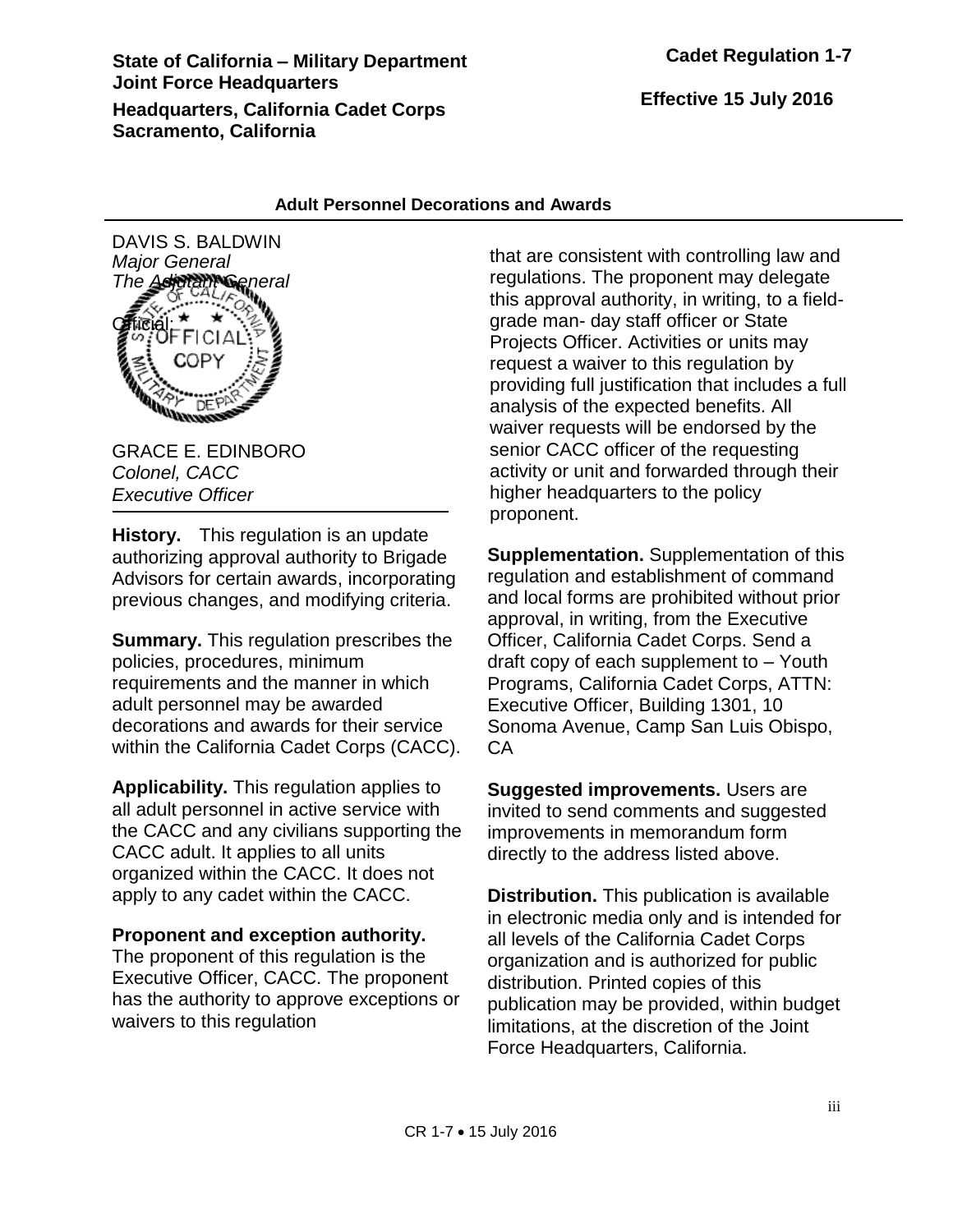State of California – Military Department
Joint Force Headquarters

Headquarters, California Cadet Corps
Sacramento, California

Cadet Regulation 1-7

Effective 15 July 2016

**Adult Personnel Decorations and Awards**

---

DAVIS S. BALDWIN
*Major General*
*The Adjutant General*

Official:

GRACE E. EDINBORO
*Colonel, CACC*
*Executive Officer*

---

**History.** This regulation is an update authorizing approval authority to Brigade Advisors for certain awards, incorporating previous changes, and modifying criteria.

**Summary.** This regulation prescribes the policies, procedures, minimum requirements and the manner in which adult personnel may be awarded decorations and awards for their service within the California Cadet Corps (CACC).

**Applicability.** This regulation applies to all adult personnel in active service with the CACC and any civilians supporting the CACC adult. It applies to all units organized within the CACC. It does not apply to any cadet within the CACC.

**Proponent and exception authority.** The proponent of this regulation is the Executive Officer, CACC. The proponent has the authority to approve exceptions or waivers to this regulation that are consistent with controlling law and regulations. The proponent may delegate this approval authority, in writing, to a field-grade man- day staff officer or State Projects Officer. Activities or units may request a waiver to this regulation by providing full justification that includes a full analysis of the expected benefits. All waiver requests will be endorsed by the senior CACC officer of the requesting activity or unit and forwarded through their higher headquarters to the policy proponent.

**Supplementation.** Supplementation of this regulation and establishment of command and local forms are prohibited without prior approval, in writing, from the Executive Officer, California Cadet Corps. Send a draft copy of each supplement to – Youth Programs, California Cadet Corps, ATTN: Executive Officer, Building 1301, 10 Sonoma Avenue, Camp San Luis Obispo, CA

**Suggested improvements.** Users are invited to send comments and suggested improvements in memorandum form directly to the address listed above.

**Distribution.** This publication is available in electronic media only and is intended for all levels of the California Cadet Corps organization and is authorized for public distribution. Printed copies of this publication may be provided, within budget limitations, at the discretion of the Joint Force Headquarters, California.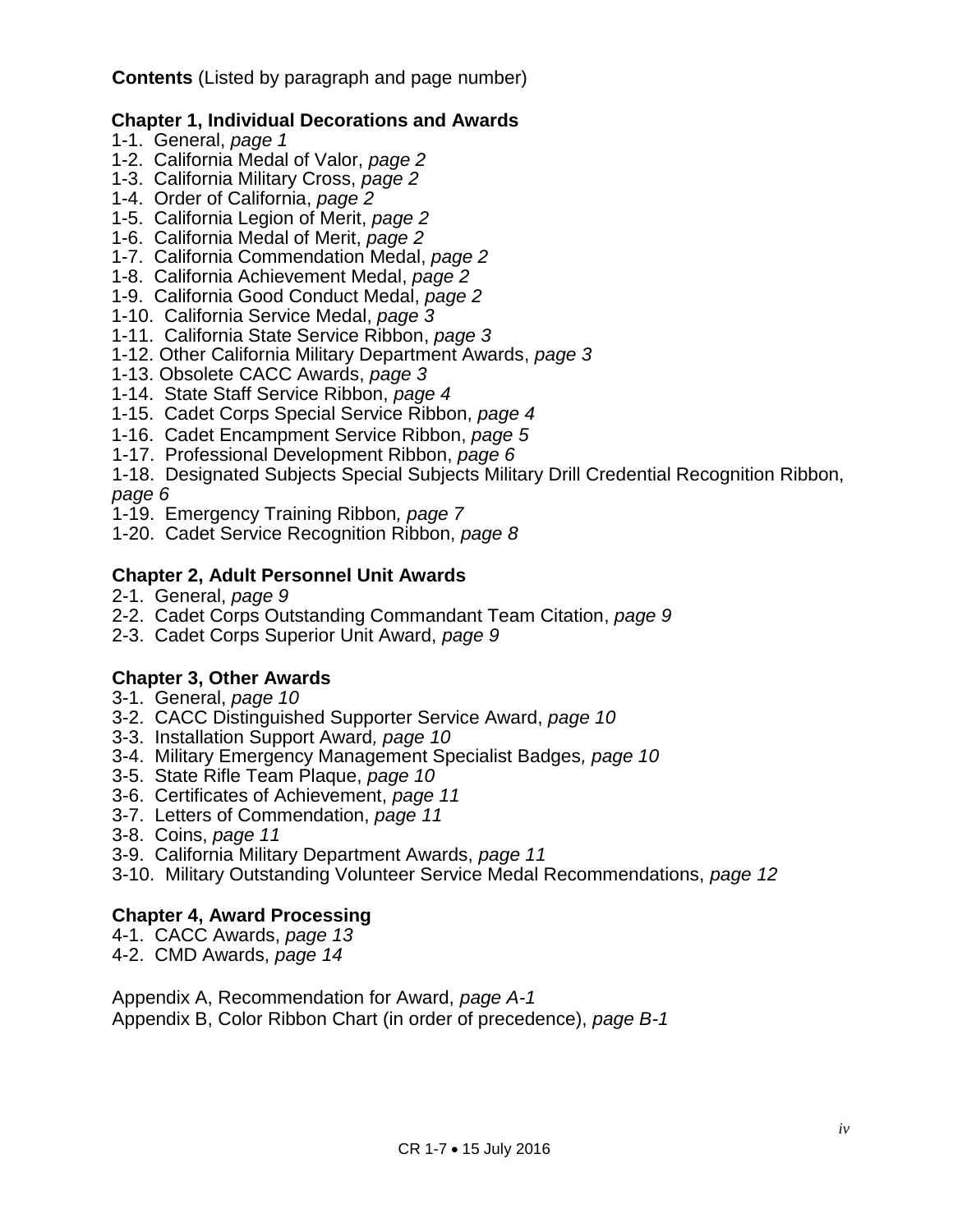**Contents** (Listed by paragraph and page number)

**Chapter 1, Individual Decorations and Awards**

1-1. General, *page 1*
1-2. California Medal of Valor, *page 2*
1-3. California Military Cross, *page 2*
1-4. Order of California, *page 2*
1-5. California Legion of Merit, *page 2*
1-6. California Medal of Merit, *page 2*
1-7. California Commendation Medal, *page 2*
1-8. California Achievement Medal, *page 2*
1-9. California Good Conduct Medal, *page 2*
1-10. California Service Medal, *page 3*
1-11. California State Service Ribbon, *page 3*
1-12. Other California Military Department Awards, *page 3*
1-13. Obsolete CACC Awards, *page 3*
1-14. State Staff Service Ribbon, *page 4*
1-15. Cadet Corps Special Service Ribbon, *page 4*
1-16. Cadet Encampment Service Ribbon, *page 5*
1-17. Professional Development Ribbon, *page 6*
1-18. Designated Subjects Special Subjects Military Drill Credential Recognition Ribbon, *page 6*
1-19. Emergency Training Ribbon*, page 7*
1-20. Cadet Service Recognition Ribbon, *page 8*

**Chapter 2, Adult Personnel Unit Awards**

2-1. General, *page 9*
2-2. Cadet Corps Outstanding Commandant Team Citation, *page 9*
2-3. Cadet Corps Superior Unit Award, *page 9*

**Chapter 3, Other Awards**

3-1. General, *page 10*
3-2. CACC Distinguished Supporter Service Award, *page 10*
3-3. Installation Support Award*, page 10*
3-4. Military Emergency Management Specialist Badges*, page 10*
3-5. State Rifle Team Plaque, *page 10*
3-6. Certificates of Achievement, *page 11*
3-7. Letters of Commendation, *page 11*
3-8. Coins, *page 11*
3-9. California Military Department Awards, *page 11*
3-10. Military Outstanding Volunteer Service Medal Recommendations, *page 12*

**Chapter 4, Award Processing**

4-1. CACC Awards, *page 13*
4-2. CMD Awards, *page 14*

Appendix A, Recommendation for Award, *page A-1*
Appendix B, Color Ribbon Chart (in order of precedence), *page B-1*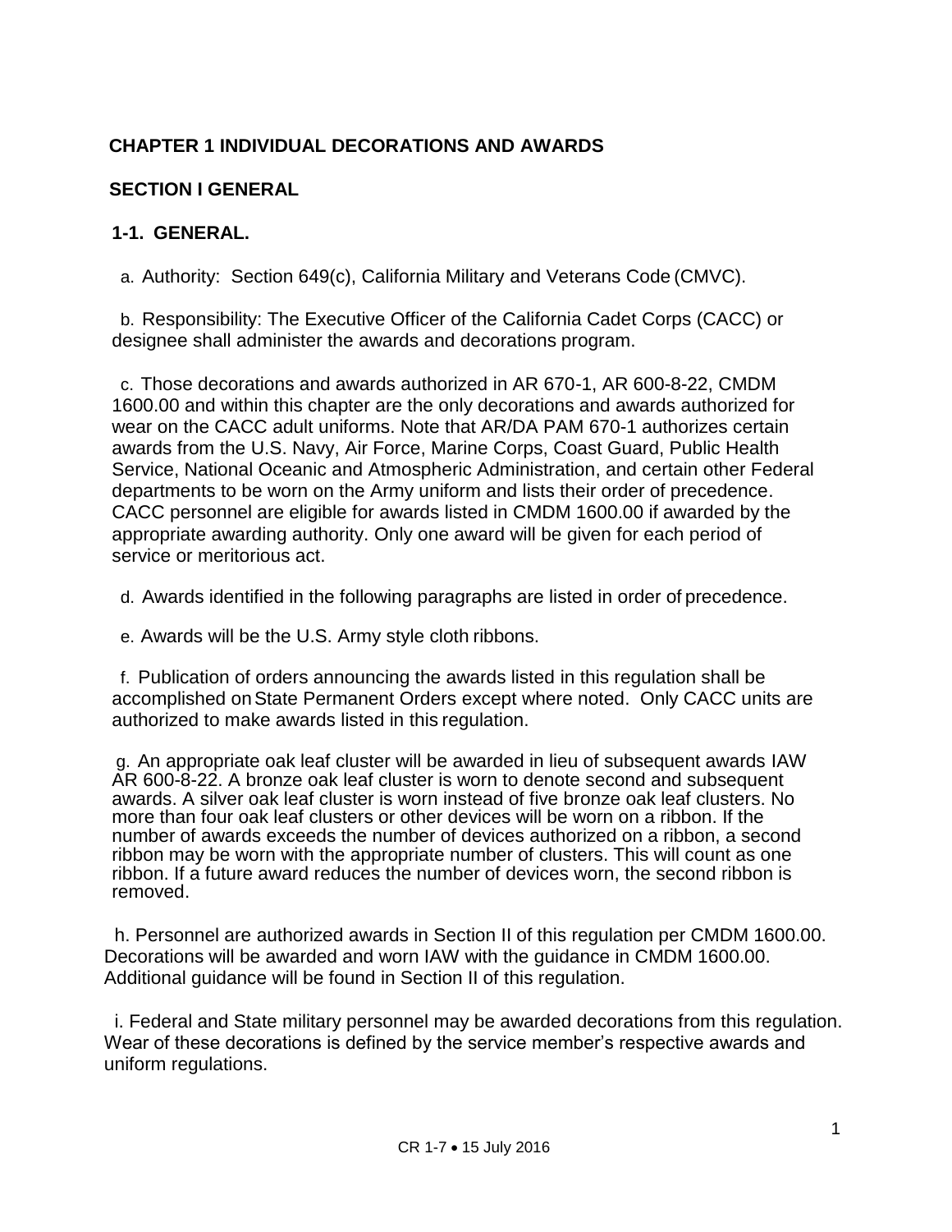## CHAPTER 1 INDIVIDUAL DECORATIONS AND AWARDS

### SECTION I GENERAL

#### 1-1. GENERAL.

a. Authority: Section 649(c), California Military and Veterans Code (CMVC).

b. Responsibility: The Executive Officer of the California Cadet Corps (CACC) or designee shall administer the awards and decorations program.

c. Those decorations and awards authorized in AR 670-1, AR 600-8-22, CMDM 1600.00 and within this chapter are the only decorations and awards authorized for wear on the CACC adult uniforms. Note that AR/DA PAM 670-1 authorizes certain awards from the U.S. Navy, Air Force, Marine Corps, Coast Guard, Public Health Service, National Oceanic and Atmospheric Administration, and certain other Federal departments to be worn on the Army uniform and lists their order of precedence. CACC personnel are eligible for awards listed in CMDM 1600.00 if awarded by the appropriate awarding authority. Only one award will be given for each period of service or meritorious act.

d. Awards identified in the following paragraphs are listed in order of precedence.

e. Awards will be the U.S. Army style cloth ribbons.

f. Publication of orders announcing the awards listed in this regulation shall be accomplished on State Permanent Orders except where noted. Only CACC units are authorized to make awards listed in this regulation.

g. An appropriate oak leaf cluster will be awarded in lieu of subsequent awards IAW AR 600-8-22. A bronze oak leaf cluster is worn to denote second and subsequent awards. A silver oak leaf cluster is worn instead of five bronze oak leaf clusters. No more than four oak leaf clusters or other devices will be worn on a ribbon. If the number of awards exceeds the number of devices authorized on a ribbon, a second ribbon may be worn with the appropriate number of clusters. This will count as one ribbon. If a future award reduces the number of devices worn, the second ribbon is removed.

h. Personnel are authorized awards in Section II of this regulation per CMDM 1600.00. Decorations will be awarded and worn IAW with the guidance in CMDM 1600.00. Additional guidance will be found in Section II of this regulation.

i. Federal and State military personnel may be awarded decorations from this regulation. Wear of these decorations is defined by the service member's respective awards and uniform regulations.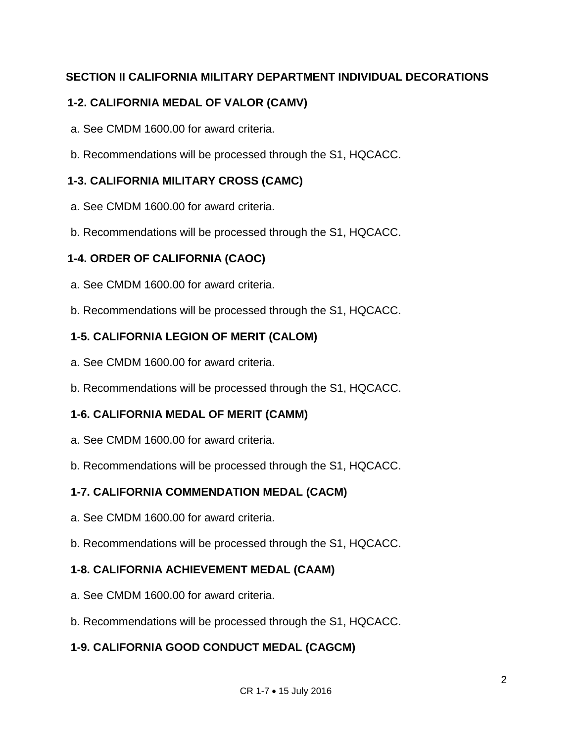## SECTION II CALIFORNIA MILITARY DEPARTMENT INDIVIDUAL DECORATIONS

### 1-2. CALIFORNIA MEDAL OF VALOR (CAMV)

a. See CMDM 1600.00 for award criteria.

b. Recommendations will be processed through the S1, HQCACC.

### 1-3. CALIFORNIA MILITARY CROSS (CAMC)

a. See CMDM 1600.00 for award criteria.

b. Recommendations will be processed through the S1, HQCACC.

### 1-4. ORDER OF CALIFORNIA (CAOC)

a. See CMDM 1600.00 for award criteria.

b. Recommendations will be processed through the S1, HQCACC.

### 1-5. CALIFORNIA LEGION OF MERIT (CALOM)

a. See CMDM 1600.00 for award criteria.

b. Recommendations will be processed through the S1, HQCACC.

### 1-6. CALIFORNIA MEDAL OF MERIT (CAMM)

a. See CMDM 1600.00 for award criteria.

b. Recommendations will be processed through the S1, HQCACC.

### 1-7. CALIFORNIA COMMENDATION MEDAL (CACM)

a. See CMDM 1600.00 for award criteria.

b. Recommendations will be processed through the S1, HQCACC.

### 1-8. CALIFORNIA ACHIEVEMENT MEDAL (CAAM)

a. See CMDM 1600.00 for award criteria.

b. Recommendations will be processed through the S1, HQCACC.

### 1-9. CALIFORNIA GOOD CONDUCT MEDAL (CAGCM)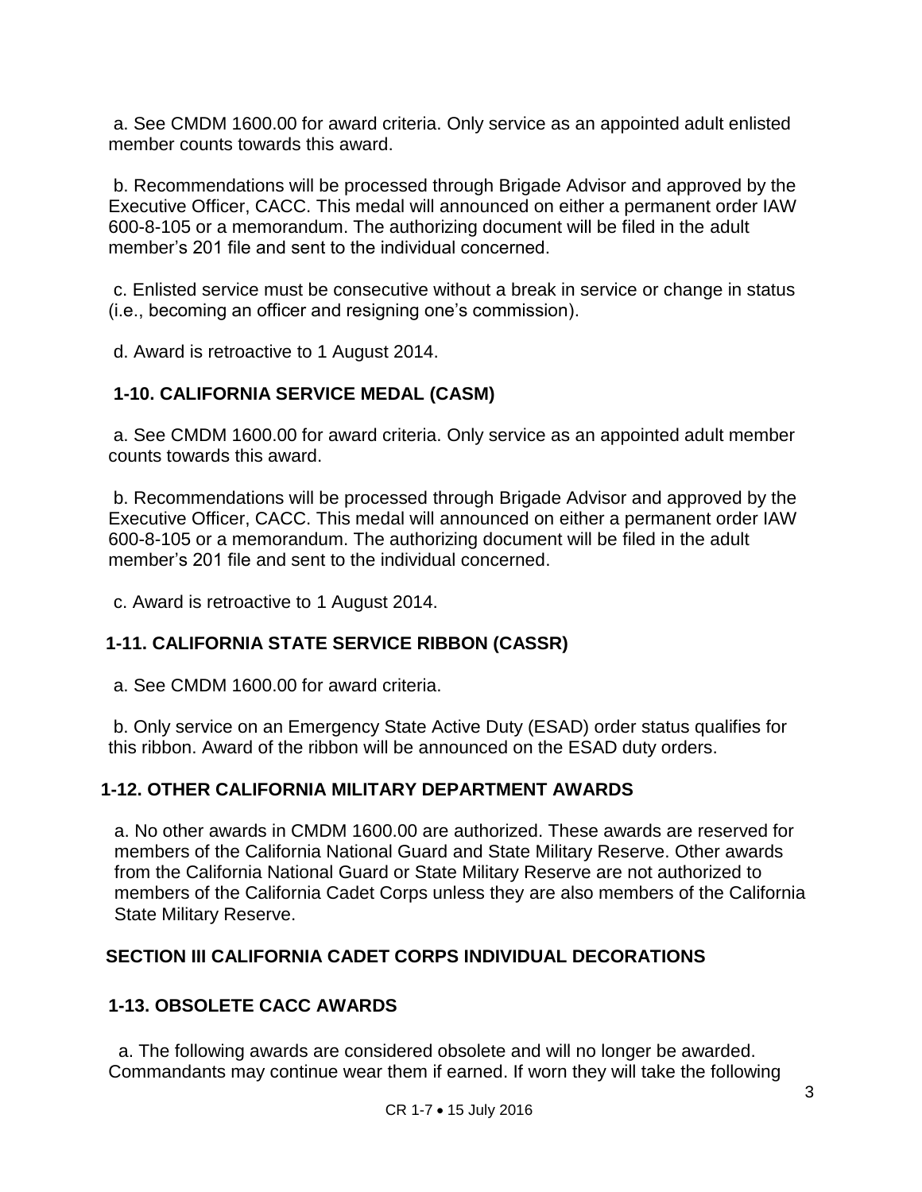a. See CMDM 1600.00 for award criteria. Only service as an appointed adult enlisted member counts towards this award.

b. Recommendations will be processed through Brigade Advisor and approved by the Executive Officer, CACC. This medal will announced on either a permanent order IAW 600-8-105 or a memorandum. The authorizing document will be filed in the adult member's 201 file and sent to the individual concerned.

c. Enlisted service must be consecutive without a break in service or change in status (i.e., becoming an officer and resigning one's commission).

d. Award is retroactive to 1 August 2014.

## 1-10. CALIFORNIA SERVICE MEDAL (CASM)

a. See CMDM 1600.00 for award criteria. Only service as an appointed adult member counts towards this award.

b. Recommendations will be processed through Brigade Advisor and approved by the Executive Officer, CACC. This medal will announced on either a permanent order IAW 600-8-105 or a memorandum. The authorizing document will be filed in the adult member's 201 file and sent to the individual concerned.

c. Award is retroactive to 1 August 2014.

## 1-11. CALIFORNIA STATE SERVICE RIBBON (CASSR)

a. See CMDM 1600.00 for award criteria.

b. Only service on an Emergency State Active Duty (ESAD) order status qualifies for this ribbon. Award of the ribbon will be announced on the ESAD duty orders.

## 1-12. OTHER CALIFORNIA MILITARY DEPARTMENT AWARDS

a. No other awards in CMDM 1600.00 are authorized. These awards are reserved for members of the California National Guard and State Military Reserve. Other awards from the California National Guard or State Military Reserve are not authorized to members of the California Cadet Corps unless they are also members of the California State Military Reserve.

# SECTION III CALIFORNIA CADET CORPS INDIVIDUAL DECORATIONS

## 1-13. OBSOLETE CACC AWARDS

a. The following awards are considered obsolete and will no longer be awarded. Commandants may continue wear them if earned. If worn they will take the following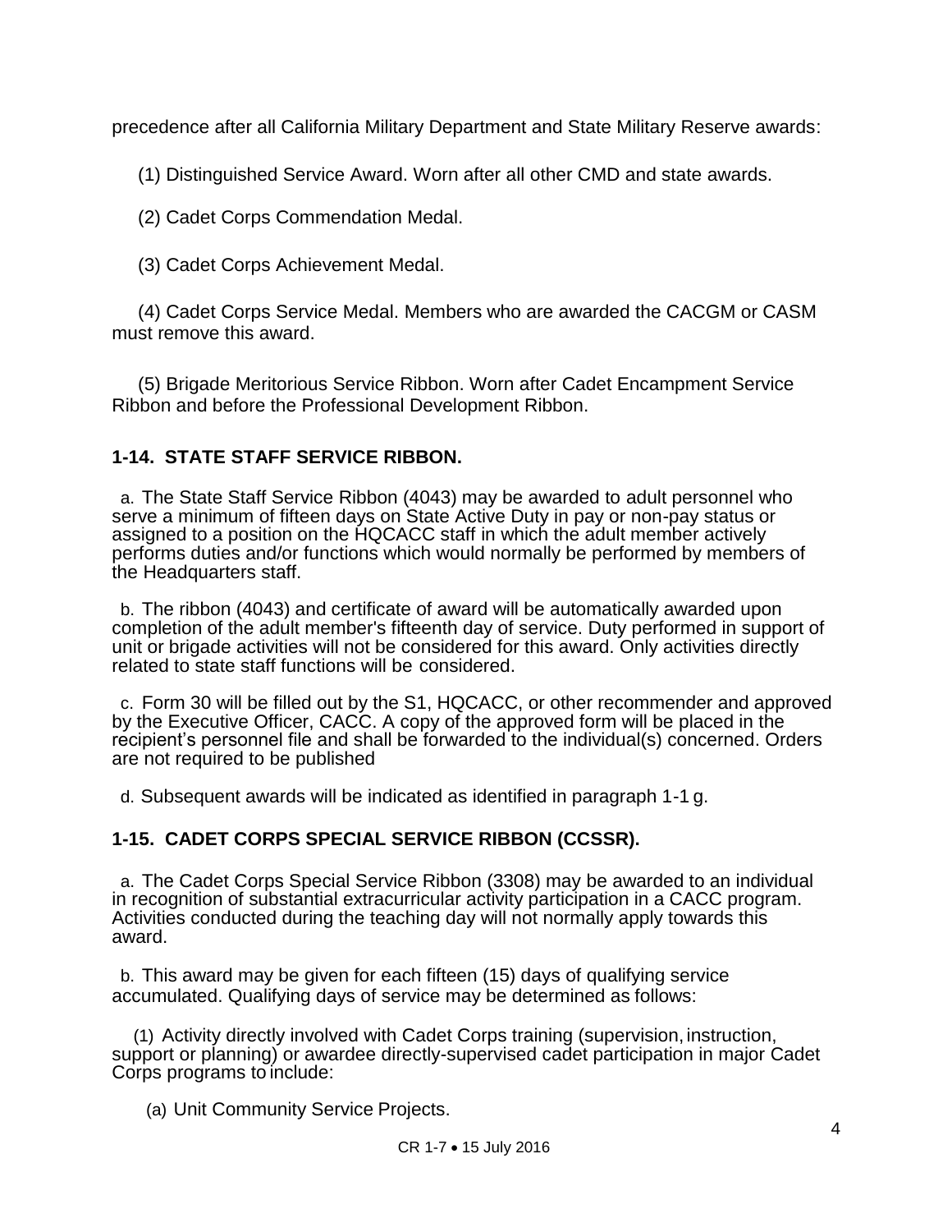precedence after all California Military Department and State Military Reserve awards:

(1) Distinguished Service Award. Worn after all other CMD and state awards.

(2) Cadet Corps Commendation Medal.

(3) Cadet Corps Achievement Medal.

(4) Cadet Corps Service Medal. Members who are awarded the CACGM or CASM must remove this award.

(5) Brigade Meritorious Service Ribbon. Worn after Cadet Encampment Service Ribbon and before the Professional Development Ribbon.

## 1-14. STATE STAFF SERVICE RIBBON.

a. The State Staff Service Ribbon (4043) may be awarded to adult personnel who serve a minimum of fifteen days on State Active Duty in pay or non-pay status or assigned to a position on the HQCACC staff in which the adult member actively performs duties and/or functions which would normally be performed by members of the Headquarters staff.

b. The ribbon (4043) and certificate of award will be automatically awarded upon completion of the adult member's fifteenth day of service. Duty performed in support of unit or brigade activities will not be considered for this award. Only activities directly related to state staff functions will be considered.

c. Form 30 will be filled out by the S1, HQCACC, or other recommender and approved by the Executive Officer, CACC. A copy of the approved form will be placed in the recipient's personnel file and shall be forwarded to the individual(s) concerned. Orders are not required to be published

d. Subsequent awards will be indicated as identified in paragraph 1-1 g.

## 1-15. CADET CORPS SPECIAL SERVICE RIBBON (CCSSR).

a. The Cadet Corps Special Service Ribbon (3308) may be awarded to an individual in recognition of substantial extracurricular activity participation in a CACC program. Activities conducted during the teaching day will not normally apply towards this award.

b. This award may be given for each fifteen (15) days of qualifying service accumulated. Qualifying days of service may be determined as follows:

(1) Activity directly involved with Cadet Corps training (supervision, instruction, support or planning) or awardee directly-supervised cadet participation in major Cadet Corps programs to include:

(a) Unit Community Service Projects.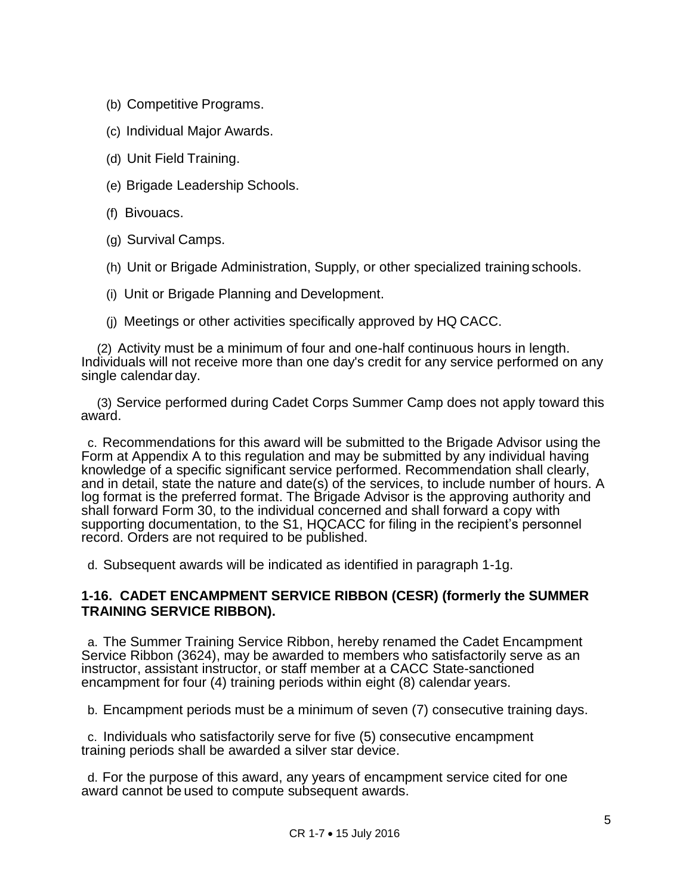(b) Competitive Programs.

(c) Individual Major Awards.

(d) Unit Field Training.

(e) Brigade Leadership Schools.

(f) Bivouacs.

(g) Survival Camps.

(h) Unit or Brigade Administration, Supply, or other specialized training schools.

(i) Unit or Brigade Planning and Development.

(j) Meetings or other activities specifically approved by HQ CACC.

(2) Activity must be a minimum of four and one-half continuous hours in length. Individuals will not receive more than one day's credit for any service performed on any single calendar day.

(3) Service performed during Cadet Corps Summer Camp does not apply toward this award.

c. Recommendations for this award will be submitted to the Brigade Advisor using the Form at Appendix A to this regulation and may be submitted by any individual having knowledge of a specific significant service performed. Recommendation shall clearly, and in detail, state the nature and date(s) of the services, to include number of hours. A log format is the preferred format. The Brigade Advisor is the approving authority and shall forward Form 30, to the individual concerned and shall forward a copy with supporting documentation, to the S1, HQCACC for filing in the recipient's personnel record. Orders are not required to be published.

d. Subsequent awards will be indicated as identified in paragraph 1-1g.

### 1-16. CADET ENCAMPMENT SERVICE RIBBON (CESR) (formerly the SUMMER TRAINING SERVICE RIBBON).

a. The Summer Training Service Ribbon, hereby renamed the Cadet Encampment Service Ribbon (3624), may be awarded to members who satisfactorily serve as an instructor, assistant instructor, or staff member at a CACC State-sanctioned encampment for four (4) training periods within eight (8) calendar years.

b. Encampment periods must be a minimum of seven (7) consecutive training days.

c. Individuals who satisfactorily serve for five (5) consecutive encampment training periods shall be awarded a silver star device.

d. For the purpose of this award, any years of encampment service cited for one award cannot be used to compute subsequent awards.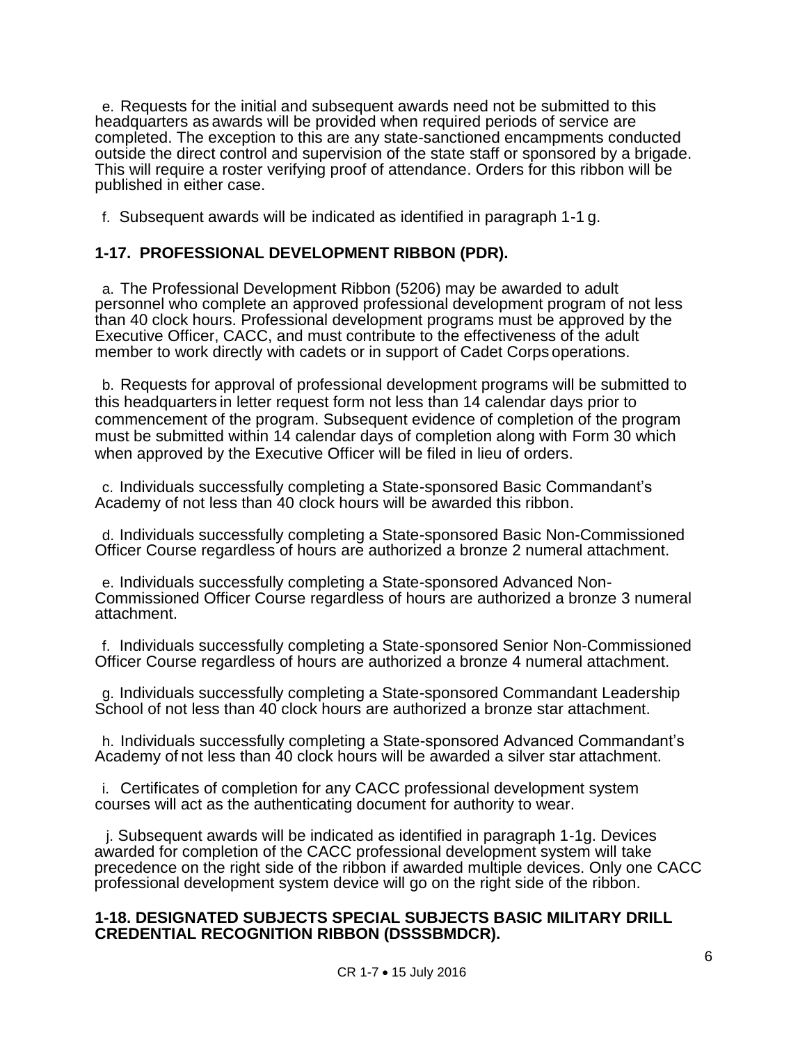e. Requests for the initial and subsequent awards need not be submitted to this headquarters as awards will be provided when required periods of service are completed. The exception to this are any state-sanctioned encampments conducted outside the direct control and supervision of the state staff or sponsored by a brigade. This will require a roster verifying proof of attendance. Orders for this ribbon will be published in either case.

f. Subsequent awards will be indicated as identified in paragraph 1-1 g.

### 1-17. PROFESSIONAL DEVELOPMENT RIBBON (PDR).

a. The Professional Development Ribbon (5206) may be awarded to adult personnel who complete an approved professional development program of not less than 40 clock hours. Professional development programs must be approved by the Executive Officer, CACC, and must contribute to the effectiveness of the adult member to work directly with cadets or in support of Cadet Corps operations.

b. Requests for approval of professional development programs will be submitted to this headquarters in letter request form not less than 14 calendar days prior to commencement of the program. Subsequent evidence of completion of the program must be submitted within 14 calendar days of completion along with Form 30 which when approved by the Executive Officer will be filed in lieu of orders.

c. Individuals successfully completing a State-sponsored Basic Commandant's Academy of not less than 40 clock hours will be awarded this ribbon.

d. Individuals successfully completing a State-sponsored Basic Non-Commissioned Officer Course regardless of hours are authorized a bronze 2 numeral attachment.

e. Individuals successfully completing a State-sponsored Advanced Non-Commissioned Officer Course regardless of hours are authorized a bronze 3 numeral attachment.

f. Individuals successfully completing a State-sponsored Senior Non-Commissioned Officer Course regardless of hours are authorized a bronze 4 numeral attachment.

g. Individuals successfully completing a State-sponsored Commandant Leadership School of not less than 40 clock hours are authorized a bronze star attachment.

h. Individuals successfully completing a State-sponsored Advanced Commandant's Academy of not less than 40 clock hours will be awarded a silver star attachment.

i. Certificates of completion for any CACC professional development system courses will act as the authenticating document for authority to wear.

j. Subsequent awards will be indicated as identified in paragraph 1-1g. Devices awarded for completion of the CACC professional development system will take precedence on the right side of the ribbon if awarded multiple devices. Only one CACC professional development system device will go on the right side of the ribbon.

### 1-18. DESIGNATED SUBJECTS SPECIAL SUBJECTS BASIC MILITARY DRILL CREDENTIAL RECOGNITION RIBBON (DSSSBMDCR).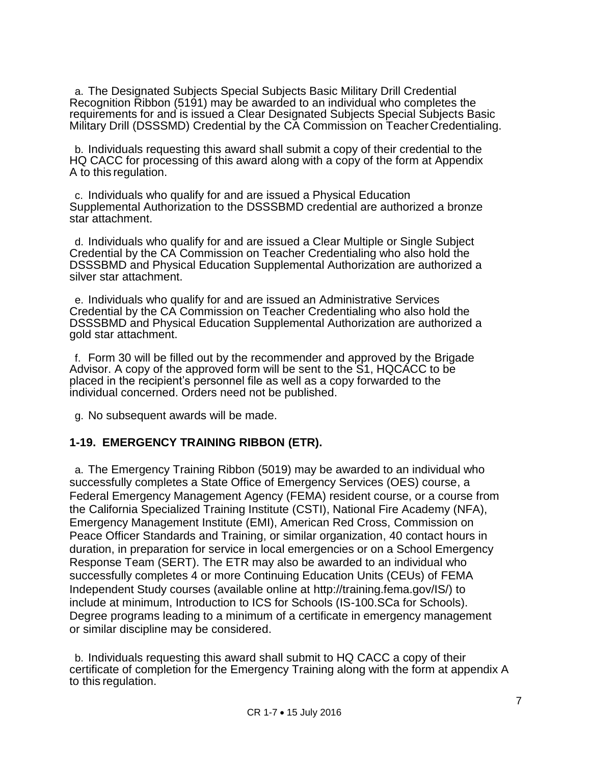a. The Designated Subjects Special Subjects Basic Military Drill Credential Recognition Ribbon (5191) may be awarded to an individual who completes the requirements for and is issued a Clear Designated Subjects Special Subjects Basic Military Drill (DSSSMD) Credential by the CA Commission on Teacher Credentialing.

b. Individuals requesting this award shall submit a copy of their credential to the HQ CACC for processing of this award along with a copy of the form at Appendix A to this regulation.

c. Individuals who qualify for and are issued a Physical Education Supplemental Authorization to the DSSSBMD credential are authorized a bronze star attachment.

d. Individuals who qualify for and are issued a Clear Multiple or Single Subject Credential by the CA Commission on Teacher Credentialing who also hold the DSSSBMD and Physical Education Supplemental Authorization are authorized a silver star attachment.

e. Individuals who qualify for and are issued an Administrative Services Credential by the CA Commission on Teacher Credentialing who also hold the DSSSBMD and Physical Education Supplemental Authorization are authorized a gold star attachment.

f. Form 30 will be filled out by the recommender and approved by the Brigade Advisor. A copy of the approved form will be sent to the S1, HQCACC to be placed in the recipient's personnel file as well as a copy forwarded to the individual concerned. Orders need not be published.

g. No subsequent awards will be made.

### 1-19. EMERGENCY TRAINING RIBBON (ETR).

a. The Emergency Training Ribbon (5019) may be awarded to an individual who successfully completes a State Office of Emergency Services (OES) course, a Federal Emergency Management Agency (FEMA) resident course, or a course from the California Specialized Training Institute (CSTI), National Fire Academy (NFA), Emergency Management Institute (EMI), American Red Cross, Commission on Peace Officer Standards and Training, or similar organization, 40 contact hours in duration, in preparation for service in local emergencies or on a School Emergency Response Team (SERT). The ETR may also be awarded to an individual who successfully completes 4 or more Continuing Education Units (CEUs) of FEMA Independent Study courses (available online at http://training.fema.gov/IS/) to include at minimum, Introduction to ICS for Schools (IS-100.SCa for Schools). Degree programs leading to a minimum of a certificate in emergency management or similar discipline may be considered.

b. Individuals requesting this award shall submit to HQ CACC a copy of their certificate of completion for the Emergency Training along with the form at appendix A to this regulation.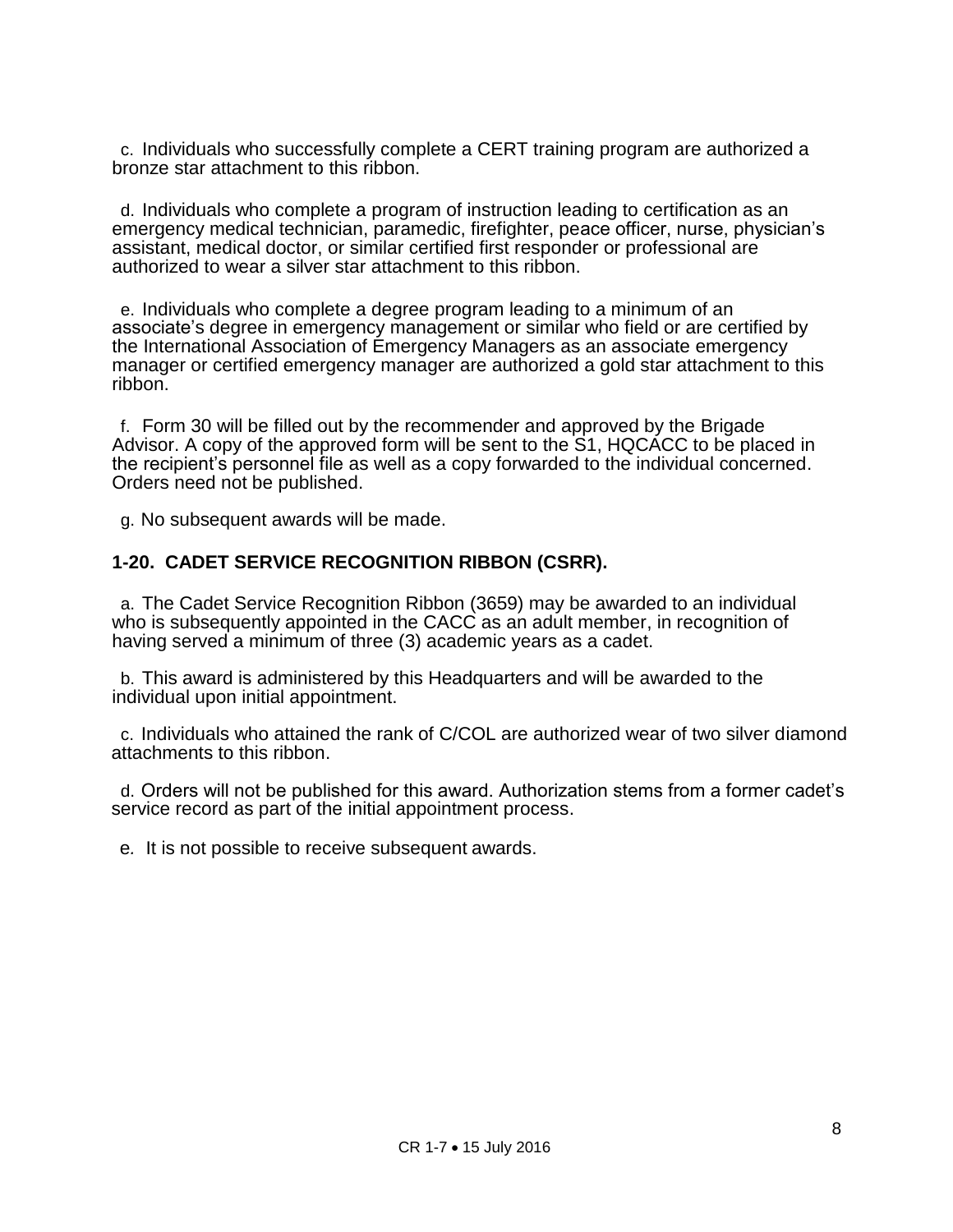c. Individuals who successfully complete a CERT training program are authorized a bronze star attachment to this ribbon.

d. Individuals who complete a program of instruction leading to certification as an emergency medical technician, paramedic, firefighter, peace officer, nurse, physician's assistant, medical doctor, or similar certified first responder or professional are authorized to wear a silver star attachment to this ribbon.

e. Individuals who complete a degree program leading to a minimum of an associate's degree in emergency management or similar who field or are certified by the International Association of Emergency Managers as an associate emergency manager or certified emergency manager are authorized a gold star attachment to this ribbon.

f. Form 30 will be filled out by the recommender and approved by the Brigade Advisor. A copy of the approved form will be sent to the S1, HQCACC to be placed in the recipient's personnel file as well as a copy forwarded to the individual concerned. Orders need not be published.

g. No subsequent awards will be made.

### 1-20. CADET SERVICE RECOGNITION RIBBON (CSRR).

a. The Cadet Service Recognition Ribbon (3659) may be awarded to an individual who is subsequently appointed in the CACC as an adult member, in recognition of having served a minimum of three (3) academic years as a cadet.

b. This award is administered by this Headquarters and will be awarded to the individual upon initial appointment.

c. Individuals who attained the rank of C/COL are authorized wear of two silver diamond attachments to this ribbon.

d. Orders will not be published for this award. Authorization stems from a former cadet's service record as part of the initial appointment process.

e. It is not possible to receive subsequent awards.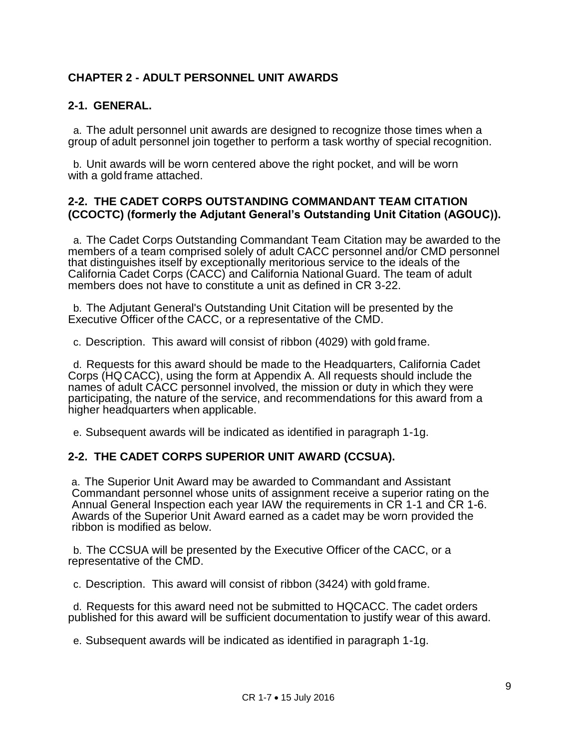## CHAPTER 2 - ADULT PERSONNEL UNIT AWARDS

### 2-1. GENERAL.

a. The adult personnel unit awards are designed to recognize those times when a group of adult personnel join together to perform a task worthy of special recognition.

b. Unit awards will be worn centered above the right pocket, and will be worn with a gold frame attached.

### 2-2. THE CADET CORPS OUTSTANDING COMMANDANT TEAM CITATION (CCOCTC) (formerly the Adjutant General's Outstanding Unit Citation (AGOUC)).

a. The Cadet Corps Outstanding Commandant Team Citation may be awarded to the members of a team comprised solely of adult CACC personnel and/or CMD personnel that distinguishes itself by exceptionally meritorious service to the ideals of the California Cadet Corps (CACC) and California National Guard. The team of adult members does not have to constitute a unit as defined in CR 3-22.

b. The Adjutant General's Outstanding Unit Citation will be presented by the Executive Officer of the CACC, or a representative of the CMD.

c. Description. This award will consist of ribbon (4029) with gold frame.

d. Requests for this award should be made to the Headquarters, California Cadet Corps (HQ CACC), using the form at Appendix A. All requests should include the names of adult CACC personnel involved, the mission or duty in which they were participating, the nature of the service, and recommendations for this award from a higher headquarters when applicable.

e. Subsequent awards will be indicated as identified in paragraph 1-1g.

### 2-2. THE CADET CORPS SUPERIOR UNIT AWARD (CCSUA).

a. The Superior Unit Award may be awarded to Commandant and Assistant Commandant personnel whose units of assignment receive a superior rating on the Annual General Inspection each year IAW the requirements in CR 1-1 and CR 1-6. Awards of the Superior Unit Award earned as a cadet may be worn provided the ribbon is modified as below.

b. The CCSUA will be presented by the Executive Officer of the CACC, or a representative of the CMD.

c. Description. This award will consist of ribbon (3424) with gold frame.

d. Requests for this award need not be submitted to HQCACC. The cadet orders published for this award will be sufficient documentation to justify wear of this award.

e. Subsequent awards will be indicated as identified in paragraph 1-1g.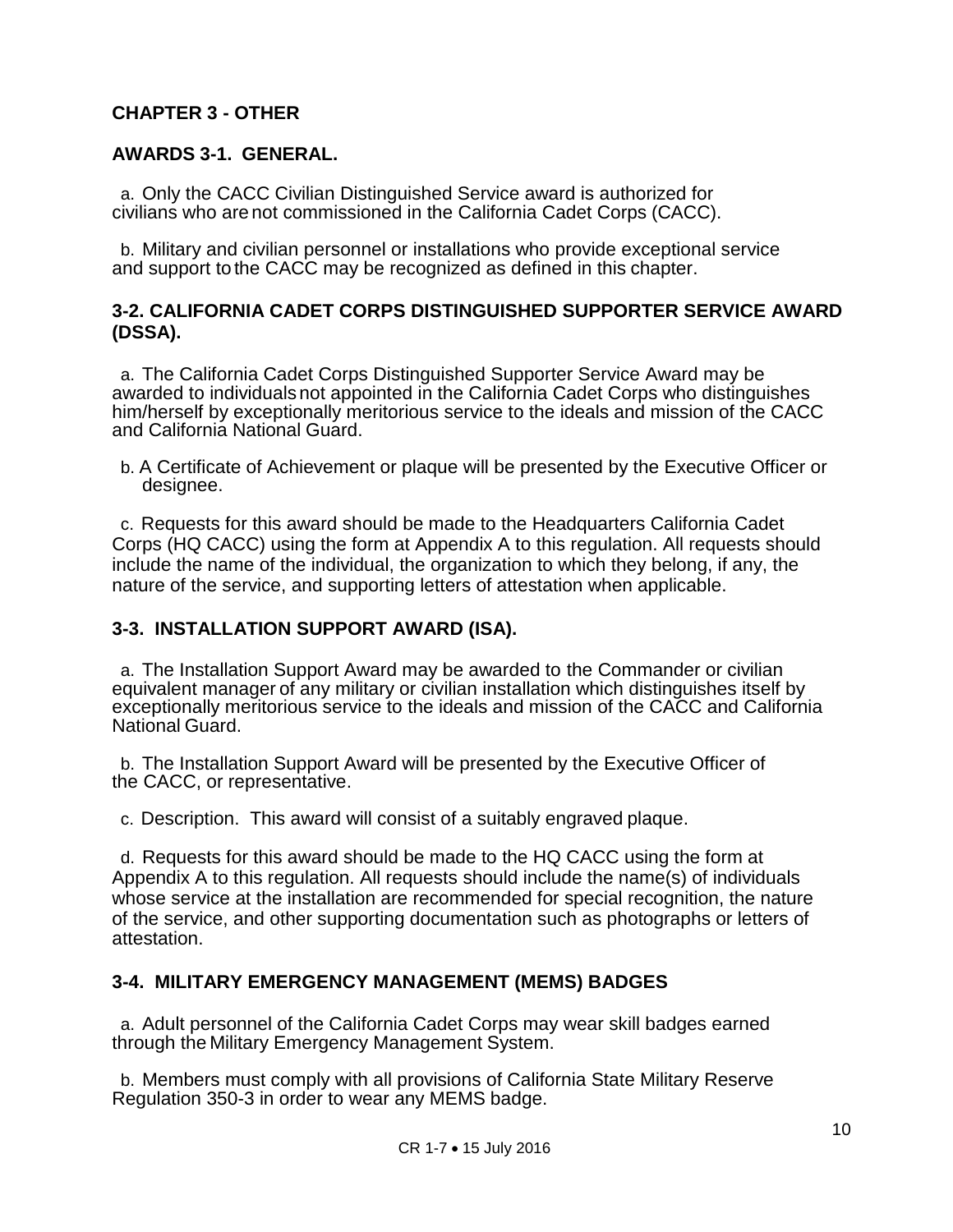## CHAPTER 3 - OTHER

### AWARDS 3-1. GENERAL.

a. Only the CACC Civilian Distinguished Service award is authorized for civilians who are not commissioned in the California Cadet Corps (CACC).

b. Military and civilian personnel or installations who provide exceptional service and support to the CACC may be recognized as defined in this chapter.

### 3-2. CALIFORNIA CADET CORPS DISTINGUISHED SUPPORTER SERVICE AWARD (DSSA).

a. The California Cadet Corps Distinguished Supporter Service Award may be awarded to individuals not appointed in the California Cadet Corps who distinguishes him/herself by exceptionally meritorious service to the ideals and mission of the CACC and California National Guard.

b. A Certificate of Achievement or plaque will be presented by the Executive Officer or designee.

c. Requests for this award should be made to the Headquarters California Cadet Corps (HQ CACC) using the form at Appendix A to this regulation. All requests should include the name of the individual, the organization to which they belong, if any, the nature of the service, and supporting letters of attestation when applicable.

### 3-3. INSTALLATION SUPPORT AWARD (ISA).

a. The Installation Support Award may be awarded to the Commander or civilian equivalent manager of any military or civilian installation which distinguishes itself by exceptionally meritorious service to the ideals and mission of the CACC and California National Guard.

b. The Installation Support Award will be presented by the Executive Officer of the CACC, or representative.

c. Description. This award will consist of a suitably engraved plaque.

d. Requests for this award should be made to the HQ CACC using the form at Appendix A to this regulation. All requests should include the name(s) of individuals whose service at the installation are recommended for special recognition, the nature of the service, and other supporting documentation such as photographs or letters of attestation.

### 3-4. MILITARY EMERGENCY MANAGEMENT (MEMS) BADGES

a. Adult personnel of the California Cadet Corps may wear skill badges earned through the Military Emergency Management System.

b. Members must comply with all provisions of California State Military Reserve Regulation 350-3 in order to wear any MEMS badge.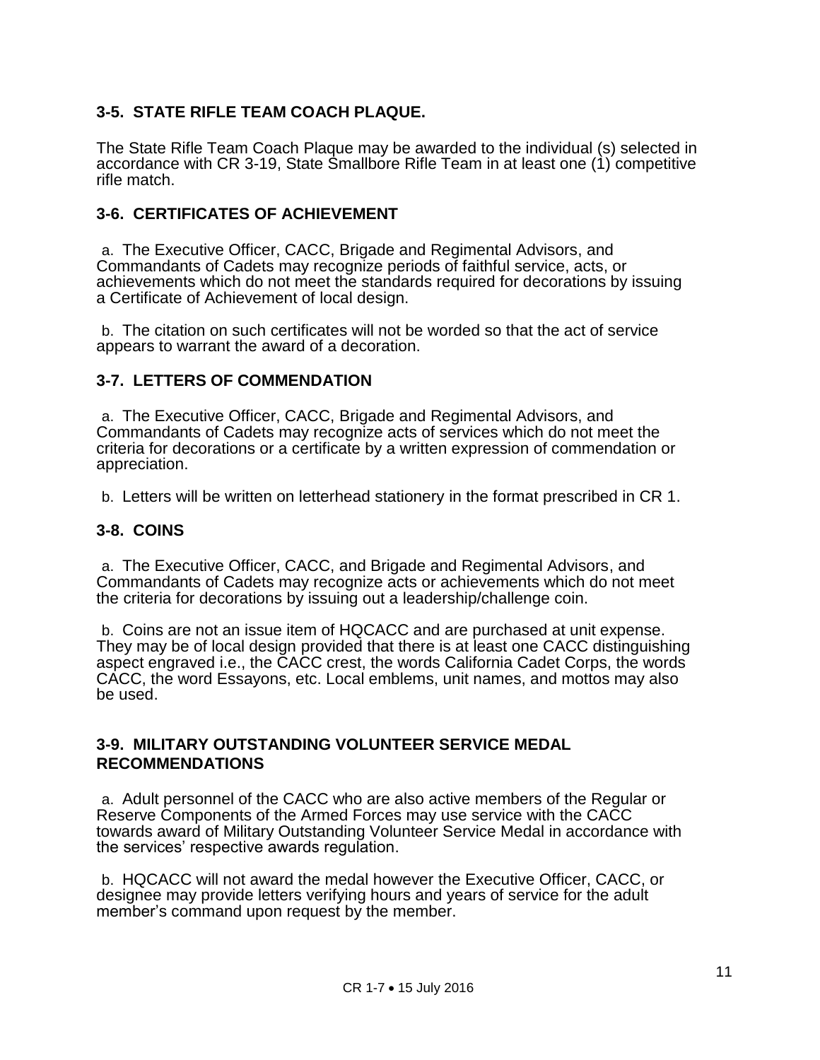### 3-5. STATE RIFLE TEAM COACH PLAQUE.

The State Rifle Team Coach Plaque may be awarded to the individual (s) selected in accordance with CR 3-19, State Smallbore Rifle Team in at least one (1) competitive rifle match.

### 3-6. CERTIFICATES OF ACHIEVEMENT

a. The Executive Officer, CACC, Brigade and Regimental Advisors, and Commandants of Cadets may recognize periods of faithful service, acts, or achievements which do not meet the standards required for decorations by issuing a Certificate of Achievement of local design.

b. The citation on such certificates will not be worded so that the act of service appears to warrant the award of a decoration.

### 3-7. LETTERS OF COMMENDATION

a. The Executive Officer, CACC, Brigade and Regimental Advisors, and Commandants of Cadets may recognize acts of services which do not meet the criteria for decorations or a certificate by a written expression of commendation or appreciation.

b. Letters will be written on letterhead stationery in the format prescribed in CR 1.

### 3-8. COINS

a. The Executive Officer, CACC, and Brigade and Regimental Advisors, and Commandants of Cadets may recognize acts or achievements which do not meet the criteria for decorations by issuing out a leadership/challenge coin.

b. Coins are not an issue item of HQCACC and are purchased at unit expense. They may be of local design provided that there is at least one CACC distinguishing aspect engraved i.e., the CACC crest, the words California Cadet Corps, the words CACC, the word Essayons, etc. Local emblems, unit names, and mottos may also be used.

### 3-9. MILITARY OUTSTANDING VOLUNTEER SERVICE MEDAL RECOMMENDATIONS

a. Adult personnel of the CACC who are also active members of the Regular or Reserve Components of the Armed Forces may use service with the CACC towards award of Military Outstanding Volunteer Service Medal in accordance with the services' respective awards regulation.

b. HQCACC will not award the medal however the Executive Officer, CACC, or designee may provide letters verifying hours and years of service for the adult member's command upon request by the member.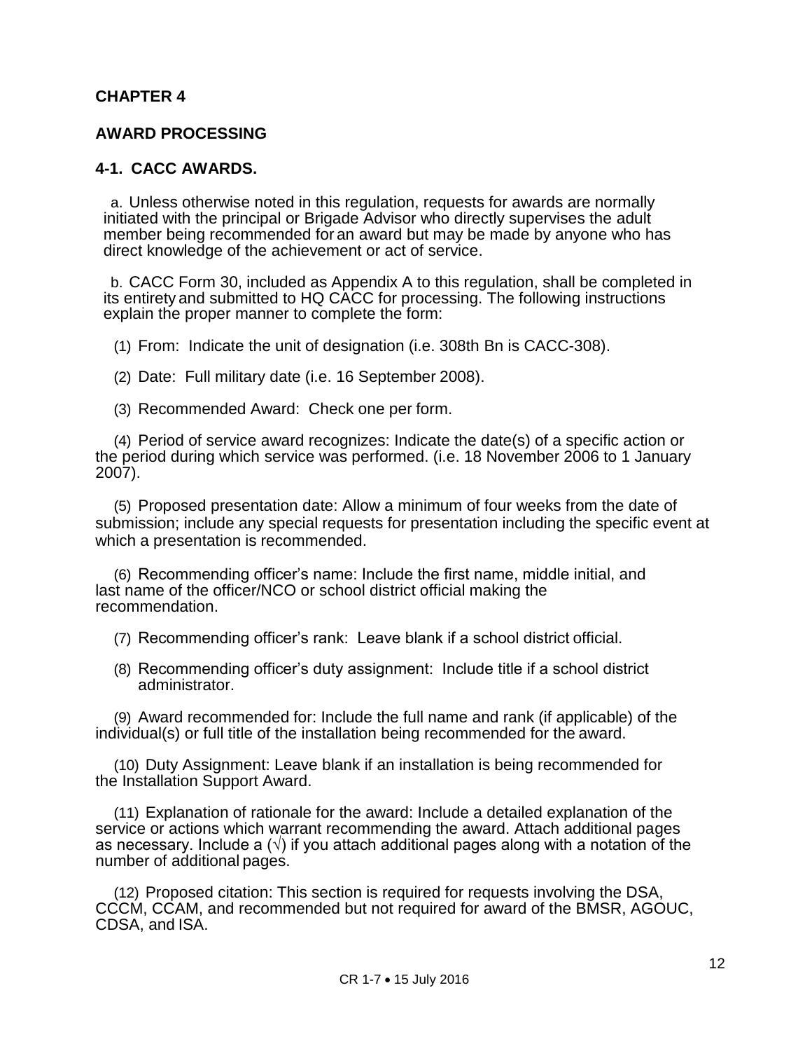# CHAPTER 4

# AWARD PROCESSING

## 4-1. CACC AWARDS.

a. Unless otherwise noted in this regulation, requests for awards are normally initiated with the principal or Brigade Advisor who directly supervises the adult member being recommended for an award but may be made by anyone who has direct knowledge of the achievement or act of service.

b. CACC Form 30, included as Appendix A to this regulation, shall be completed in its entirety and submitted to HQ CACC for processing. The following instructions explain the proper manner to complete the form:

(1) From: Indicate the unit of designation (i.e. 308th Bn is CACC-308).

(2) Date: Full military date (i.e. 16 September 2008).

(3) Recommended Award: Check one per form.

(4) Period of service award recognizes: Indicate the date(s) of a specific action or the period during which service was performed. (i.e. 18 November 2006 to 1 January 2007).

(5) Proposed presentation date: Allow a minimum of four weeks from the date of submission; include any special requests for presentation including the specific event at which a presentation is recommended.

(6) Recommending officer's name: Include the first name, middle initial, and last name of the officer/NCO or school district official making the recommendation.

(7) Recommending officer's rank: Leave blank if a school district official.

(8) Recommending officer's duty assignment: Include title if a school district administrator.

(9) Award recommended for: Include the full name and rank (if applicable) of the individual(s) or full title of the installation being recommended for the award.

(10) Duty Assignment: Leave blank if an installation is being recommended for the Installation Support Award.

(11) Explanation of rationale for the award: Include a detailed explanation of the service or actions which warrant recommending the award. Attach additional pages as necessary. Include a (√) if you attach additional pages along with a notation of the number of additional pages.

(12) Proposed citation: This section is required for requests involving the DSA, CCCM, CCAM, and recommended but not required for award of the BMSR, AGOUC, CDSA, and ISA.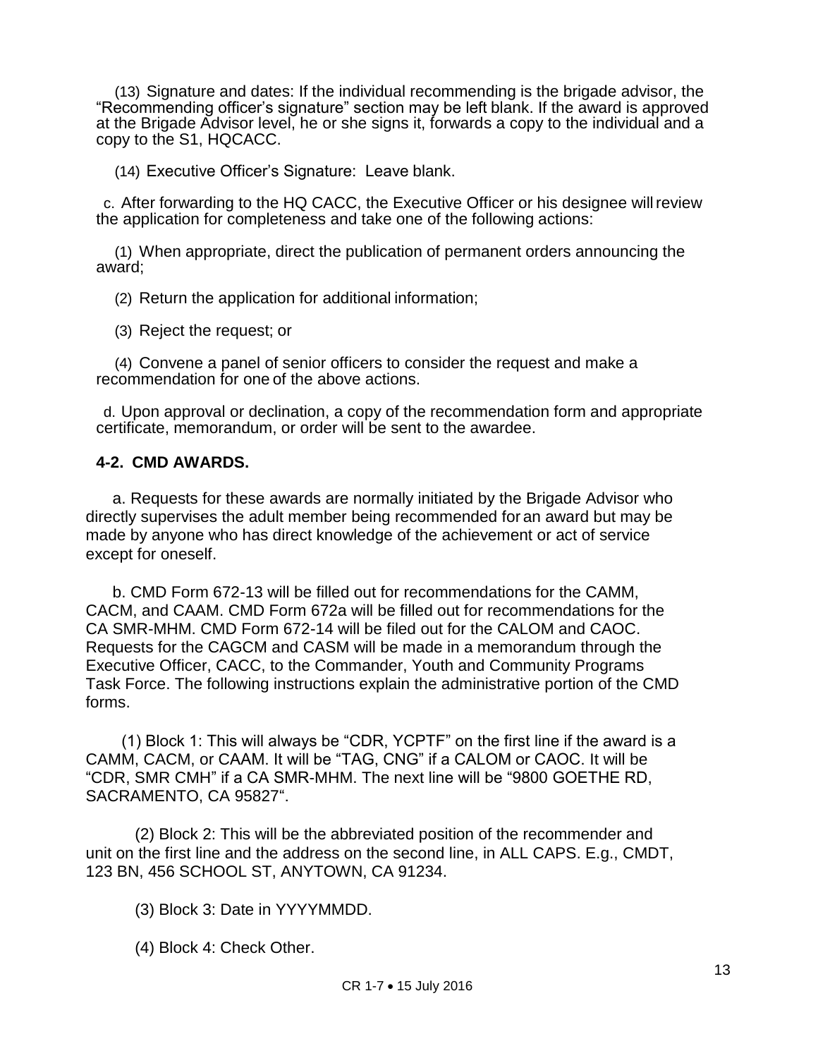(13) Signature and dates: If the individual recommending is the brigade advisor, the "Recommending officer's signature" section may be left blank. If the award is approved at the Brigade Advisor level, he or she signs it, forwards a copy to the individual and a copy to the S1, HQCACC.

(14) Executive Officer's Signature: Leave blank.

c. After forwarding to the HQ CACC, the Executive Officer or his designee will review the application for completeness and take one of the following actions:

(1) When appropriate, direct the publication of permanent orders announcing the award;

(2) Return the application for additional information;

(3) Reject the request; or

(4) Convene a panel of senior officers to consider the request and make a recommendation for one of the above actions.

d. Upon approval or declination, a copy of the recommendation form and appropriate certificate, memorandum, or order will be sent to the awardee.

**4-2. CMD AWARDS.**

a. Requests for these awards are normally initiated by the Brigade Advisor who directly supervises the adult member being recommended for an award but may be made by anyone who has direct knowledge of the achievement or act of service except for oneself.

b. CMD Form 672-13 will be filled out for recommendations for the CAMM, CACM, and CAAM. CMD Form 672a will be filled out for recommendations for the CA SMR-MHM. CMD Form 672-14 will be filed out for the CALOM and CAOC. Requests for the CAGCM and CASM will be made in a memorandum through the Executive Officer, CACC, to the Commander, Youth and Community Programs Task Force. The following instructions explain the administrative portion of the CMD forms.

(1) Block 1: This will always be "CDR, YCPTF" on the first line if the award is a CAMM, CACM, or CAAM. It will be "TAG, CNG" if a CALOM or CAOC. It will be "CDR, SMR CMH" if a CA SMR-MHM. The next line will be "9800 GOETHE RD, SACRAMENTO, CA 95827".

(2) Block 2: This will be the abbreviated position of the recommender and unit on the first line and the address on the second line, in ALL CAPS. E.g., CMDT, 123 BN, 456 SCHOOL ST, ANYTOWN, CA 91234.

(3) Block 3: Date in YYYYMMDD.

(4) Block 4: Check Other.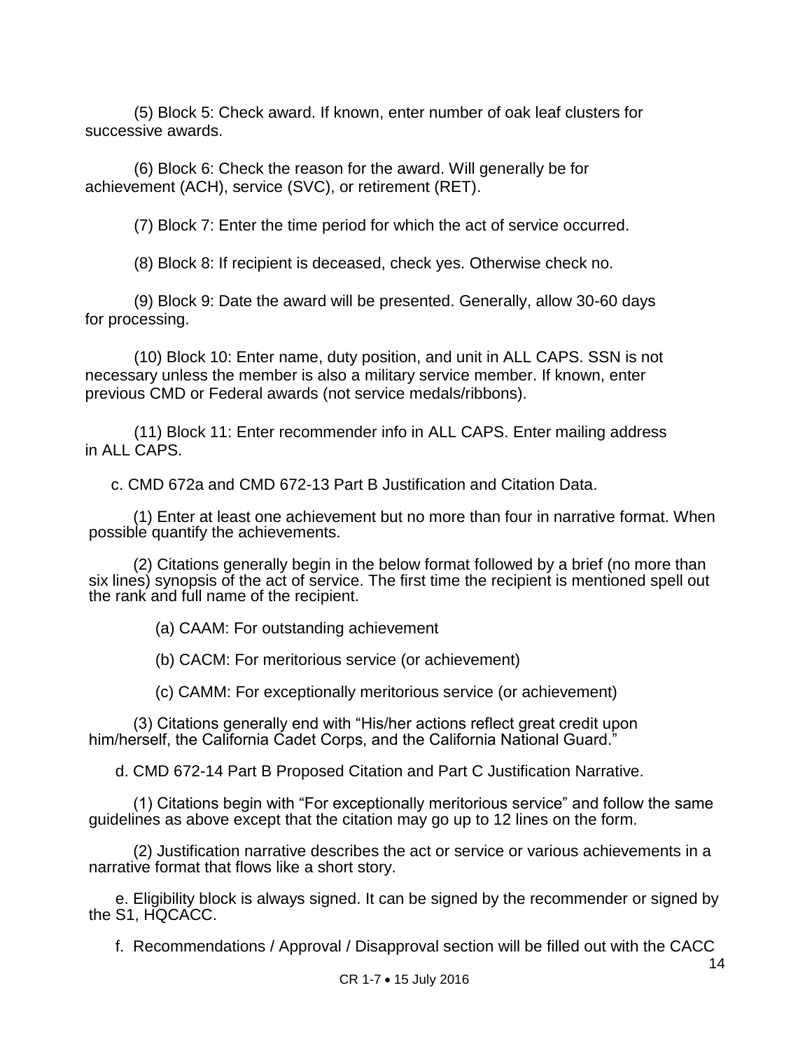(5) Block 5: Check award. If known, enter number of oak leaf clusters for successive awards.

(6) Block 6: Check the reason for the award. Will generally be for achievement (ACH), service (SVC), or retirement (RET).

(7) Block 7: Enter the time period for which the act of service occurred.

(8) Block 8: If recipient is deceased, check yes. Otherwise check no.

(9) Block 9: Date the award will be presented. Generally, allow 30-60 days for processing.

(10) Block 10: Enter name, duty position, and unit in ALL CAPS. SSN is not necessary unless the member is also a military service member. If known, enter previous CMD or Federal awards (not service medals/ribbons).

(11) Block 11: Enter recommender info in ALL CAPS. Enter mailing address in ALL CAPS.

c. CMD 672a and CMD 672-13 Part B Justification and Citation Data.

(1) Enter at least one achievement but no more than four in narrative format. When possible quantify the achievements.

(2) Citations generally begin in the below format followed by a brief (no more than six lines) synopsis of the act of service. The first time the recipient is mentioned spell out the rank and full name of the recipient.

(a) CAAM: For outstanding achievement

(b) CACM: For meritorious service (or achievement)

(c) CAMM: For exceptionally meritorious service (or achievement)

(3) Citations generally end with "His/her actions reflect great credit upon him/herself, the California Cadet Corps, and the California National Guard."

d. CMD 672-14 Part B Proposed Citation and Part C Justification Narrative.

(1) Citations begin with "For exceptionally meritorious service" and follow the same guidelines as above except that the citation may go up to 12 lines on the form.

(2) Justification narrative describes the act or service or various achievements in a narrative format that flows like a short story.

e. Eligibility block is always signed. It can be signed by the recommender or signed by the S1, HQCACC.

f. Recommendations / Approval / Disapproval section will be filled out with the CACC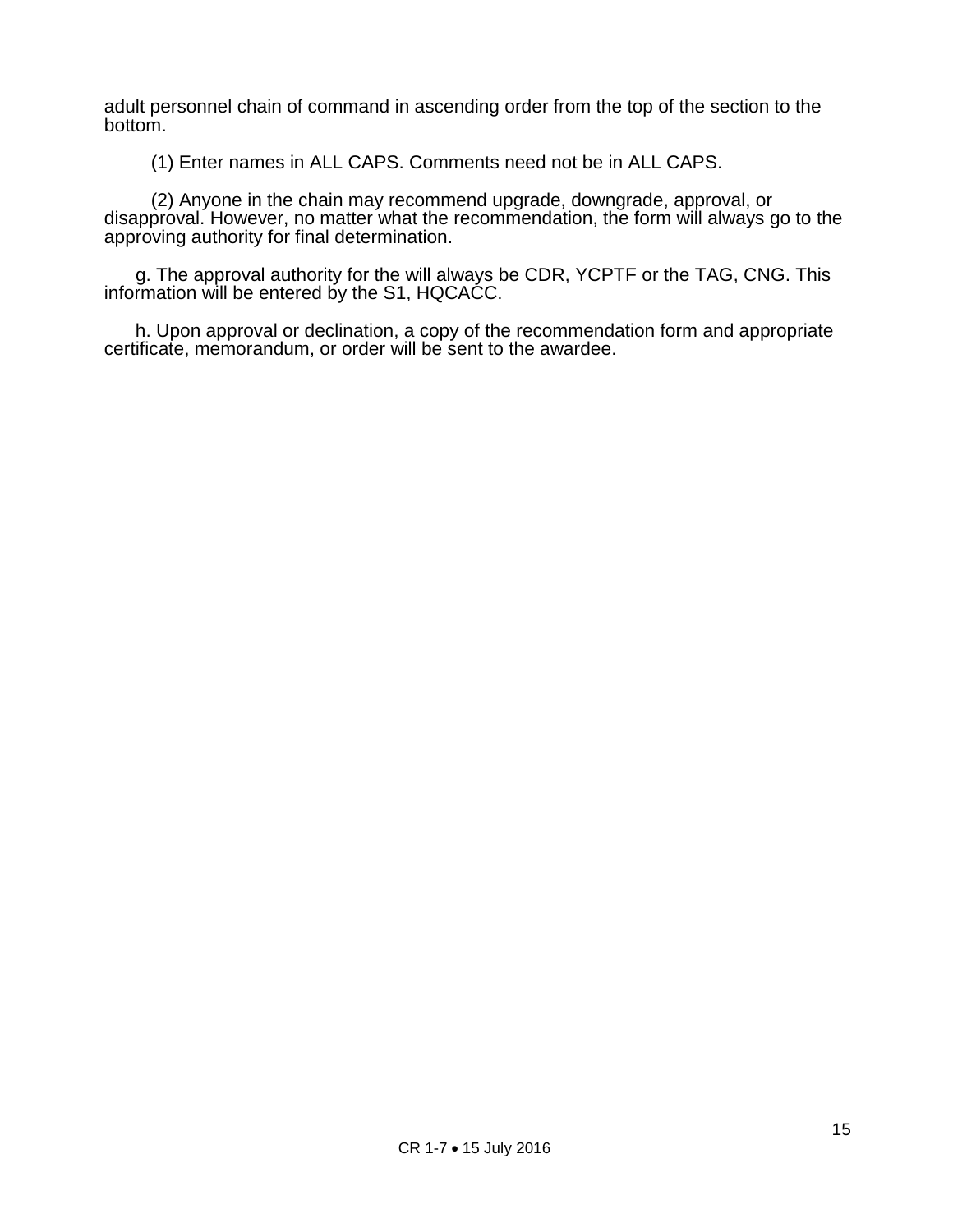adult personnel chain of command in ascending order from the top of the section to the bottom.

(1) Enter names in ALL CAPS. Comments need not be in ALL CAPS.

(2) Anyone in the chain may recommend upgrade, downgrade, approval, or disapproval. However, no matter what the recommendation, the form will always go to the approving authority for final determination.

g. The approval authority for the will always be CDR, YCPTF or the TAG, CNG. This information will be entered by the S1, HQCACC.

h. Upon approval or declination, a copy of the recommendation form and appropriate certificate, memorandum, or order will be sent to the awardee.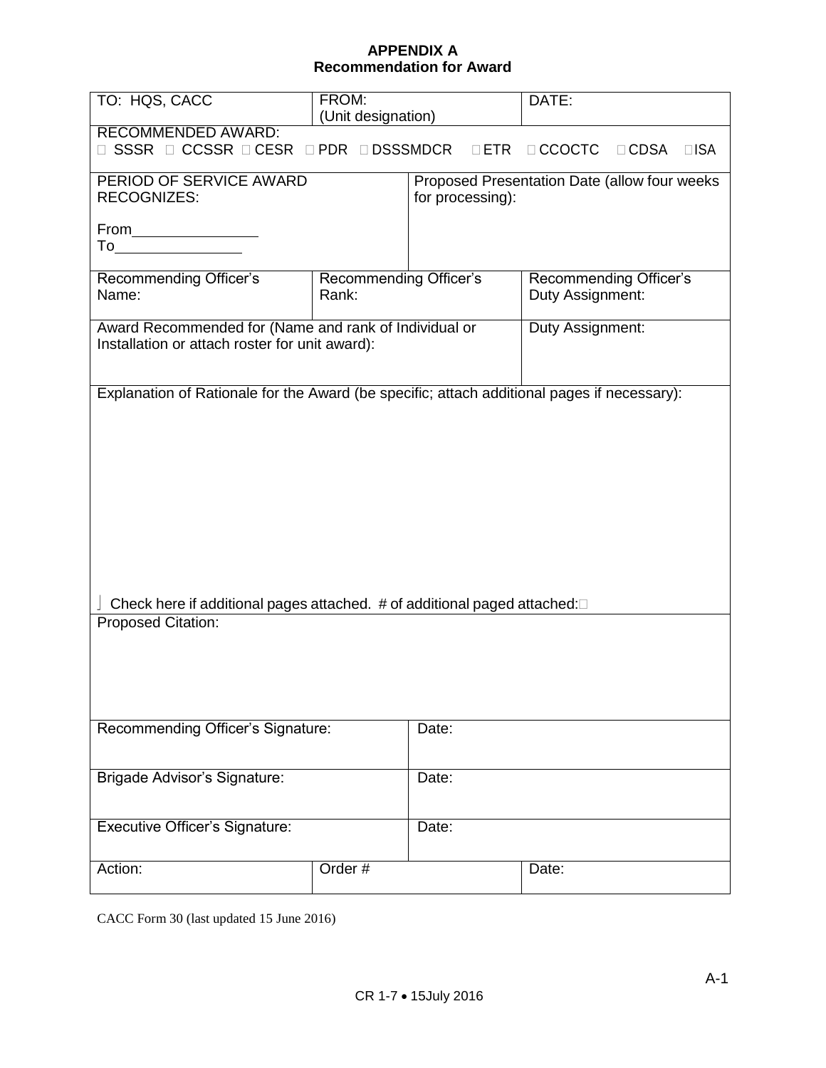# APPENDIX A
## Recommendation for Award

| TO: HQS, CACC | FROM: (Unit designation) | | DATE: |
|---|---|---|---|
| RECOMMENDED AWARD: ☐ SSSR ☐ CCSSR ☐ CESR ☐ PDR ☐ DSSSMDCR ☐ ETR ☐ CCOCTC ☐ CDSA ☐ ISA | | | |
| PERIOD OF SERVICE AWARD RECOGNIZES: From________________ To________________ | | Proposed Presentation Date (allow four weeks for processing): | |
| Recommending Officer's Name: | Recommending Officer's Rank: | | Recommending Officer's Duty Assignment: |
| Award Recommended for (Name and rank of Individual or Installation or attach roster for unit award): | | | Duty Assignment: |
| Explanation of Rationale for the Award (be specific; attach additional pages if necessary): ☐ Check here if additional pages attached. # of additional paged attached: ☐ | | | |
| Proposed Citation: | | | |
| Recommending Officer's Signature: | | Date: | |
| Brigade Advisor's Signature: | | Date: | |
| Executive Officer's Signature: | | Date: | |
| Action: | Order # | | Date: |

CACC Form 30 (last updated 15 June 2016)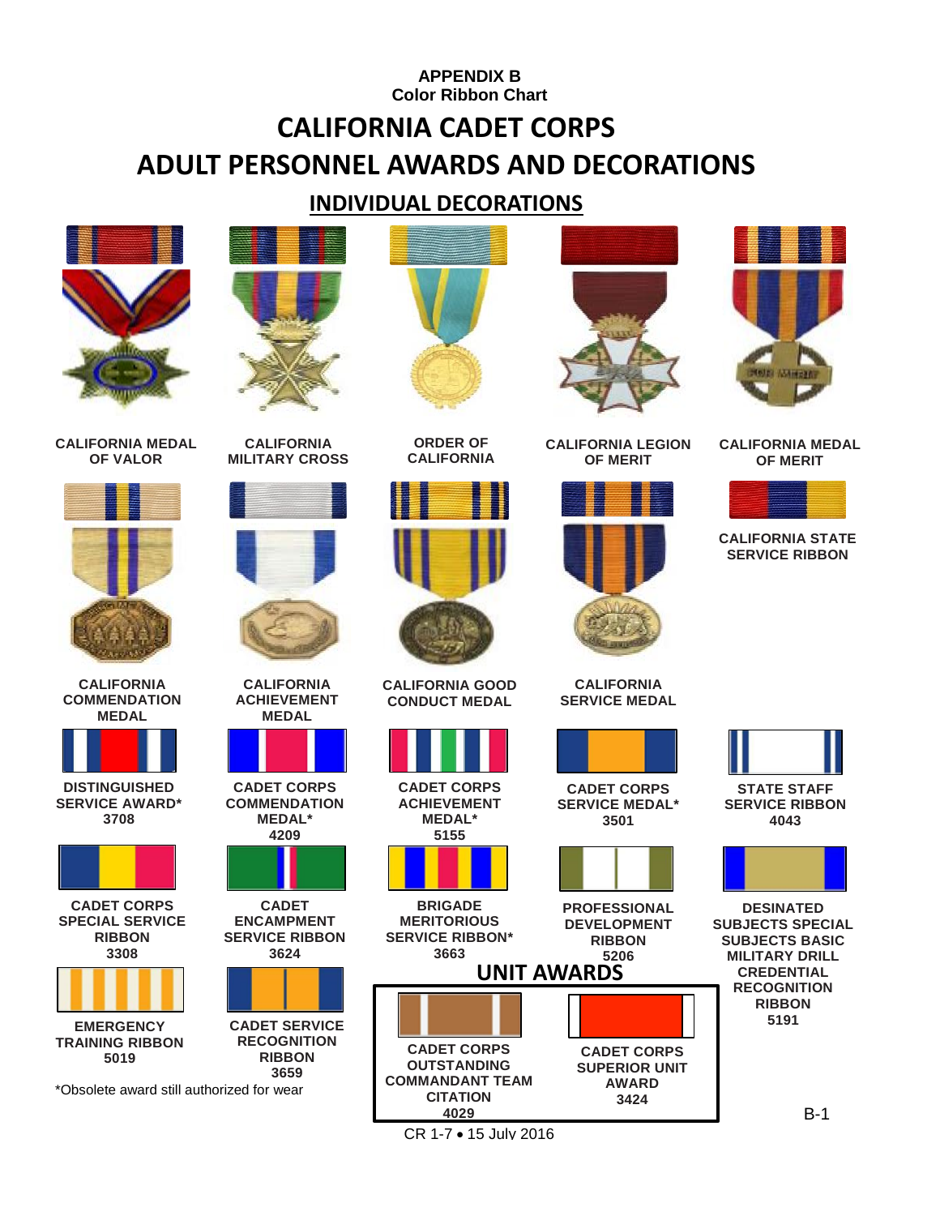**APPENDIX B**
**Color Ribbon Chart**

# CALIFORNIA CADET CORPS
# ADULT PERSONNEL AWARDS AND DECORATIONS

## INDIVIDUAL DECORATIONS

**CALIFORNIA MEDAL OF VALOR**

**CALIFORNIA MILITARY CROSS**

**ORDER OF CALIFORNIA**

**CALIFORNIA LEGION OF MERIT**

**CALIFORNIA MEDAL OF MERIT**

**CALIFORNIA STATE SERVICE RIBBON**

**CALIFORNIA COMMENDATION MEDAL**

**CALIFORNIA ACHIEVEMENT MEDAL**

**CALIFORNIA GOOD CONDUCT MEDAL**

**CALIFORNIA SERVICE MEDAL**

**DISTINGUISHED SERVICE AWARD***
**3708**

**CADET CORPS COMMENDATION MEDAL***
**4209**

**CADET CORPS ACHIEVEMENT MEDAL***
**5155**

**CADET CORPS SERVICE MEDAL***
**3501**

**STATE STAFF SERVICE RIBBON**
**4043**

**CADET CORPS SPECIAL SERVICE RIBBON**
**3308**

**CADET ENCAMPMENT SERVICE RIBBON**
**3624**

**BRIGADE MERITORIOUS SERVICE RIBBON***
**3663**

**PROFESSIONAL DEVELOPMENT RIBBON**
**5206**

**DESINATED SUBJECTS SPECIAL SUBJECTS BASIC MILITARY DRILL CREDENTIAL RECOGNITION RIBBON**
**5191**

**EMERGENCY TRAINING RIBBON**
**5019**

**CADET SERVICE RECOGNITION RIBBON**
**3659**

*Obsolete award still authorized for wear

## UNIT AWARDS

**CADET CORPS OUTSTANDING COMMANDANT TEAM CITATION**
**4029**

**CADET CORPS SUPERIOR UNIT AWARD**
**3424**

CR 1-7 • 15 July 2016